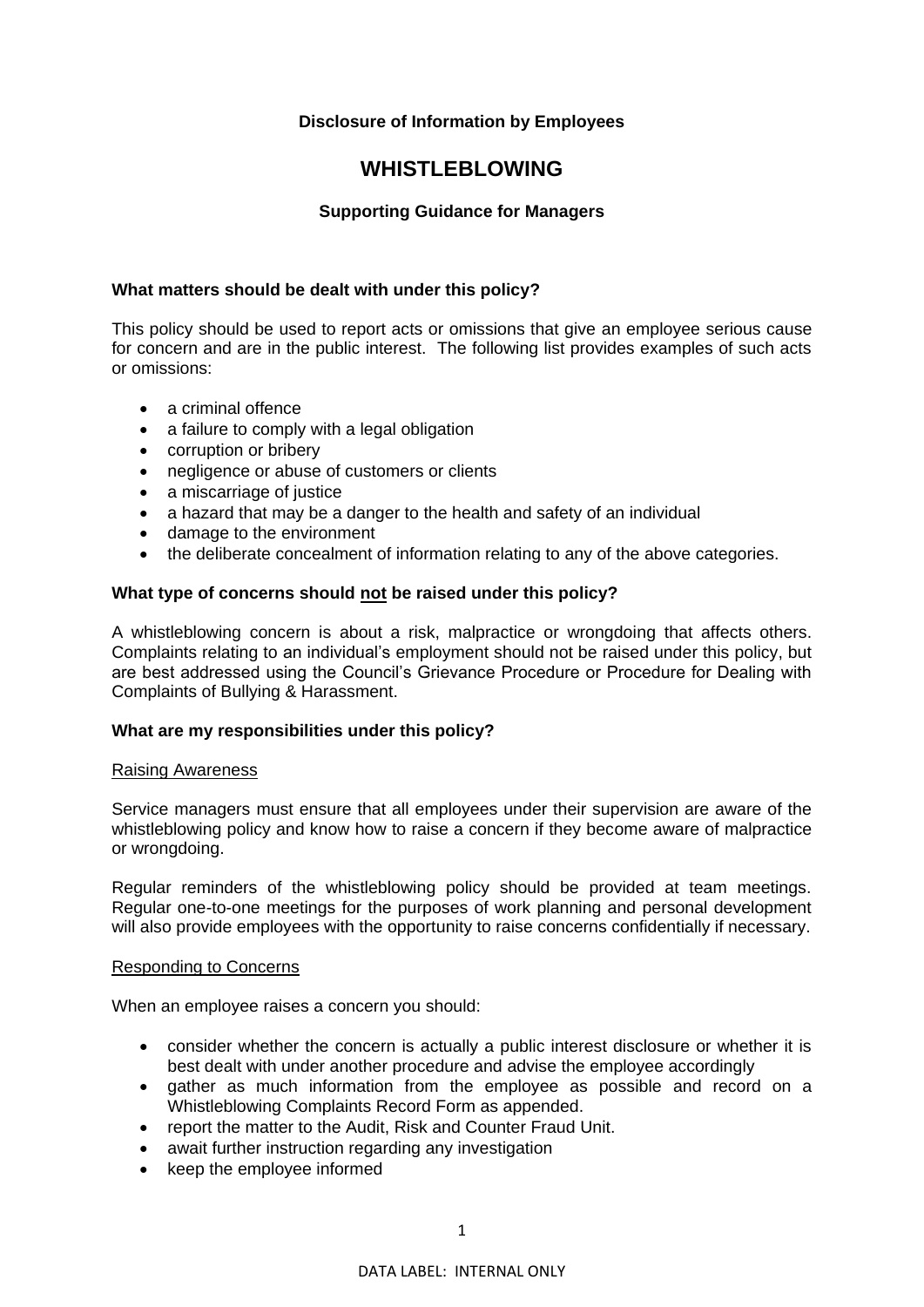**Disclosure of Information by Employees**

# WHISTLEBLOWING

**Supporting Guidance for Managers**

**What matters should be dealt with under this policy?**

This policy should be used to report acts or omissions that give an employee serious cause for concern and are in the public interest. The following list provides examples of such acts or omissions:

- a criminal offence
- a failure to comply with a legal obligation
- corruption or bribery
- negligence or abuse of customers or clients
- a miscarriage of justice
- a hazard that may be a danger to the health and safety of an individual
- damage to the environment
- the deliberate concealment of information relating to any of the above categories.

**What type of concerns should <u>not</u> be raised under this policy?**

A whistleblowing concern is about a risk, malpractice or wrongdoing that affects others. Complaints relating to an individual's employment should not be raised under this policy, but are best addressed using the Council's Grievance Procedure or Procedure for Dealing with Complaints of Bullying & Harassment.

**What are my responsibilities under this policy?**

<u>Raising Awareness</u>

Service managers must ensure that all employees under their supervision are aware of the whistleblowing policy and know how to raise a concern if they become aware of malpractice or wrongdoing.

Regular reminders of the whistleblowing policy should be provided at team meetings. Regular one-to-one meetings for the purposes of work planning and personal development will also provide employees with the opportunity to raise concerns confidentially if necessary.

<u>Responding to Concerns</u>

When an employee raises a concern you should:

- consider whether the concern is actually a public interest disclosure or whether it is best dealt with under another procedure and advise the employee accordingly
- gather as much information from the employee as possible and record on a Whistleblowing Complaints Record Form as appended.
- report the matter to the Audit, Risk and Counter Fraud Unit.
- await further instruction regarding any investigation
- keep the employee informed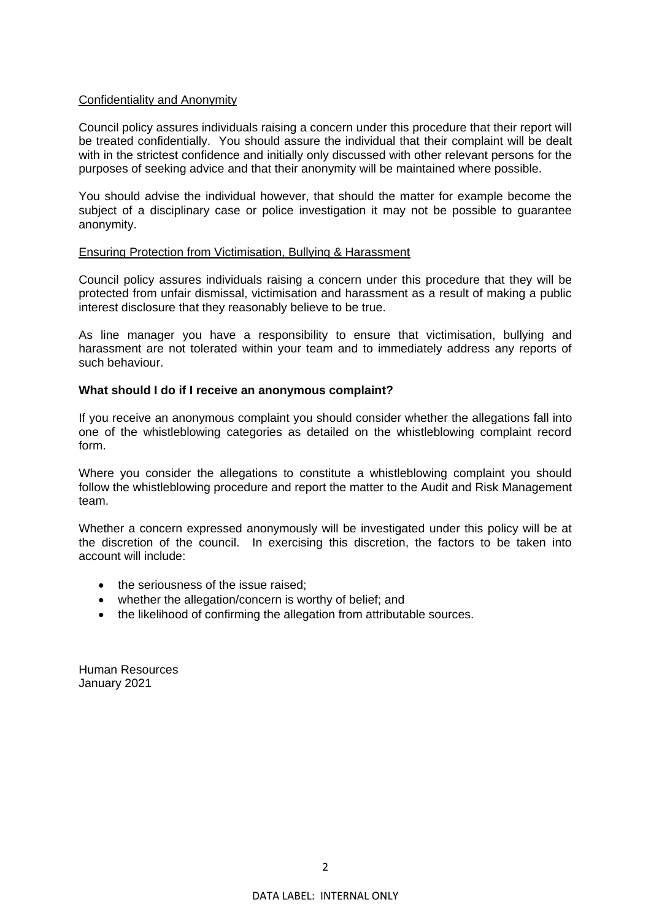Confidentiality and Anonymity

Council policy assures individuals raising a concern under this procedure that their report will be treated confidentially. You should assure the individual that their complaint will be dealt with in the strictest confidence and initially only discussed with other relevant persons for the purposes of seeking advice and that their anonymity will be maintained where possible.

You should advise the individual however, that should the matter for example become the subject of a disciplinary case or police investigation it may not be possible to guarantee anonymity.

Ensuring Protection from Victimisation, Bullying & Harassment

Council policy assures individuals raising a concern under this procedure that they will be protected from unfair dismissal, victimisation and harassment as a result of making a public interest disclosure that they reasonably believe to be true.

As line manager you have a responsibility to ensure that victimisation, bullying and harassment are not tolerated within your team and to immediately address any reports of such behaviour.

**What should I do if I receive an anonymous complaint?**

If you receive an anonymous complaint you should consider whether the allegations fall into one of the whistleblowing categories as detailed on the whistleblowing complaint record form.

Where you consider the allegations to constitute a whistleblowing complaint you should follow the whistleblowing procedure and report the matter to the Audit and Risk Management team.

Whether a concern expressed anonymously will be investigated under this policy will be at the discretion of the council. In exercising this discretion, the factors to be taken into account will include:

- the seriousness of the issue raised;
- whether the allegation/concern is worthy of belief; and
- the likelihood of confirming the allegation from attributable sources.

Human Resources
January 2021

DATA LABEL: INTERNAL ONLY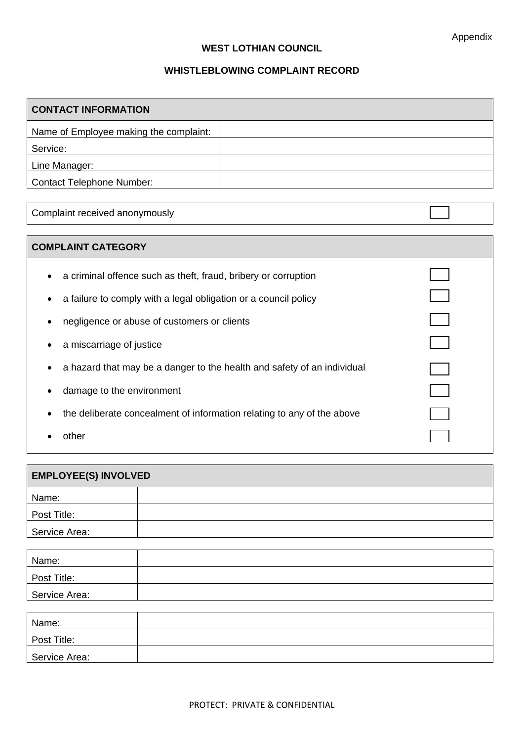Appendix

**WEST LOTHIAN COUNCIL**

**WHISTLEBLOWING COMPLAINT RECORD**

| **CONTACT INFORMATION** | |
|---|---|
| Name of Employee making the complaint: | |
| Service: | |
| Line Manager: | |
| Contact Telephone Number: | |

| Complaint received anonymously | ☐ |
|---|---|

| **COMPLAINT CATEGORY** | |
|---|---|
| • a criminal offence such as theft, fraud, bribery or corruption | ☐ |
| • a failure to comply with a legal obligation or a council policy | ☐ |
| • negligence or abuse of customers or clients | ☐ |
| • a miscarriage of justice | ☐ |
| • a hazard that may be a danger to the health and safety of an individual | ☐ |
| • damage to the environment | ☐ |
| • the deliberate concealment of information relating to any of the above | ☐ |
| • other | ☐ |

| **EMPLOYEE(S) INVOLVED** | |
|---|---|
| Name: | |
| Post Title: | |
| Service Area: | |

| Name: | |
|---|---|
| Post Title: | |
| Service Area: | |

| Name: | |
|---|---|
| Post Title: | |
| Service Area: | |

PROTECT: PRIVATE & CONFIDENTIAL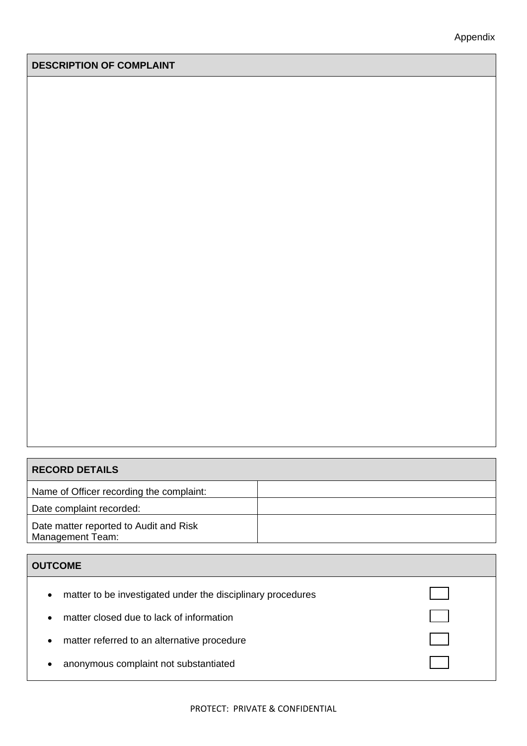Appendix

| DESCRIPTION OF COMPLAINT |
| --- |
| |

| RECORD DETAILS | |
| --- | --- |
| Name of Officer recording the complaint: | |
| Date complaint recorded: | |
| Date matter reported to Audit and Risk Management Team: | |

**OUTCOME**

- matter to be investigated under the disciplinary procedures ☐
- matter closed due to lack of information ☐
- matter referred to an alternative procedure ☐
- anonymous complaint not substantiated ☐

PROTECT: PRIVATE & CONFIDENTIAL